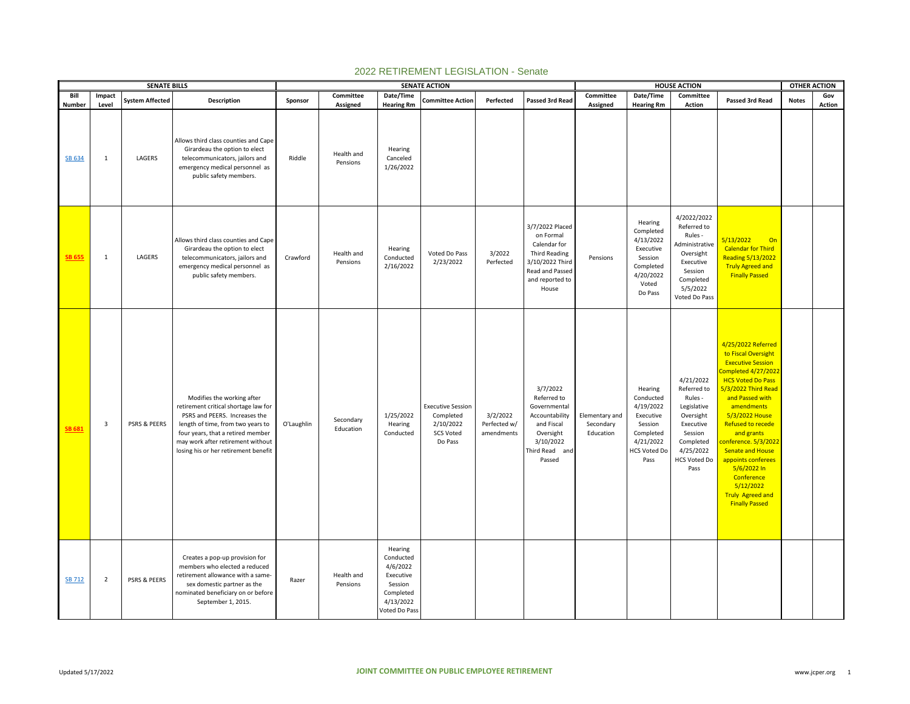# 2022 RETIREMENT LEGISLATION - Senate

| SENATE BILLS | | | | SENATE ACTION | | | | | | HOUSE ACTION | | | | OTHER ACTION | |
|---|---|---|---|---|---|---|---|---|---|---|---|---|---|---|---|
| Bill Number | Impact Level | System Affected | Description | Sponsor | Committee Assigned | Date/Time Hearing Rm | Committee Action | Perfected | Passed 3rd Read | Committee Assigned | Date/Time Hearing Rm | Committee Action | Passed 3rd Read | Notes | Gov Action |
| SB 634 | 1 | LAGERS | Allows third class counties and Cape Girardeau the option to elect telecommunicators, jailors and emergency medical personnel as public safety members. | Riddle | Health and Pensions | Hearing Canceled 1/26/2022 | | | | | | | | | |
| **SB 655** | 1 | LAGERS | Allows third class counties and Cape Girardeau the option to elect telecommunicators, jailors and emergency medical personnel as public safety members. | Crawford | Health and Pensions | Hearing Conducted 2/16/2022 | Voted Do Pass 2/23/2022 | 3/2022 Perfected | 3/7/2022 Placed on Formal Calendar for Third Reading 3/10/2022 Third Read and Passed and reported to House | Pensions | Hearing Completed 4/13/2022 Executive Session Completed 4/20/2022 Voted Do Pass | 4/2022/2022 Referred to Rules - Administrative Oversight Executive Session Completed 5/5/2022 Voted Do Pass | 5/13/2022 On Calendar for Third Reading 5/13/2022 Truly Agreed and Finally Passed | | |
| **SB 681** | 3 | PSRS & PEERS | Modifies the working after retirement critical shortage law for PSRS and PEERS. Increases the length of time, from two years to four years, that a retired member may work after retirement without losing his or her retirement benefit | O'Laughlin | Secondary Education | 1/25/2022 Hearing Conducted | Executive Session Completed 2/10/2022 SCS Voted Do Pass | 3/2/2022 Perfected w/ amendments | 3/7/2022 Referred to Governmental Accountability and Fiscal Oversight 3/10/2022 Third Read and Passed | Elementary and Secondary Education | Hearing Conducted 4/19/2022 Executive Session Completed 4/21/2022 HCS Voted Do Pass | 4/21/2022 Referred to Rules - Legislative Oversight Executive Session Completed 4/25/2022 HCS Voted Do Pass | 4/25/2022 Referred to Fiscal Oversight Executive Session Completed 4/27/2022 HCS Voted Do Pass 5/3/2022 Third Read and Passed with amendments 5/3/2022 House Refused to recede and grants conference. 5/3/2022 Senate and House appoints conferees 5/6/2022 In Conference 5/12/2022 Truly Agreed and Finally Passed | | |
| SB 712 | 2 | PSRS & PEERS | Creates a pop-up provision for members who elected a reduced retirement allowance with a same-sex domestic partner as the nominated beneficiary on or before September 1, 2015. | Razer | Health and Pensions | Hearing Conducted 4/6/2022 Executive Session Completed 4/13/2022 Voted Do Pass | | | | | | | | | |

Updated 5/17/2022 | JOINT COMMITTEE ON PUBLIC EMPLOYEE RETIREMENT | www.jcper.org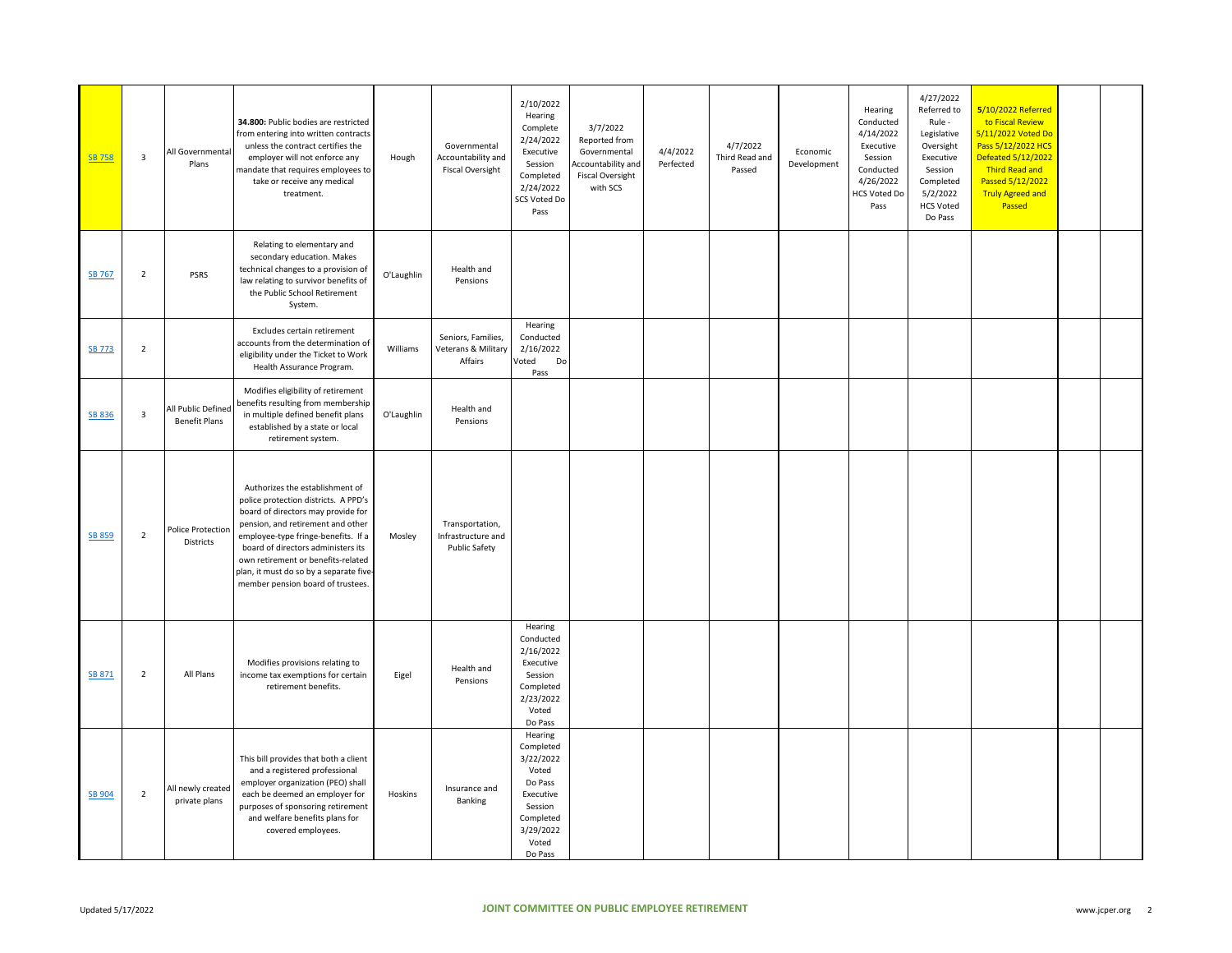| | | | | | | | | | | | | | | | |
|---|---|---|---|---|---|---|---|---|---|---|---|---|---|---|---|
| SB 758 | 3 | All Governmental Plans | **34.800:** Public bodies are restricted from entering into written contracts unless the contract certifies the employer will not enforce any mandate that requires employees to take or receive any medical treatment. | Hough | Governmental Accountability and Fiscal Oversight | 2/10/2022 Hearing Complete 2/24/2022 Executive Session Completed 2/24/2022 SCS Voted Do Pass | 3/7/2022 Reported from Governmental Accountability and Fiscal Oversight with SCS | 4/4/2022 Perfected | 4/7/2022 Third Read and Passed | Economic Development | Hearing Conducted 4/14/2022 Executive Session Conducted 4/26/2022 HCS Voted Do Pass | 4/27/2022 Referred to Rule - Legislative Oversight Executive Session Completed 5/2/2022 HCS Voted Do Pass | 5/10/2022 Referred to Fiscal Review 5/11/2022 Voted Do Pass 5/12/2022 HCS Defeated 5/12/2022 Third Read and Passed 5/12/2022 Truly Agreed and Passed | | |
| SB 767 | 2 | PSRS | Relating to elementary and secondary education. Makes technical changes to a provision of law relating to survivor benefits of the Public School Retirement System. | O'Laughlin | Health and Pensions | | | | | | | | | | |
| SB 773 | 2 | | Excludes certain retirement accounts from the determination of eligibility under the Ticket to Work Health Assurance Program. | Williams | Seniors, Families, Veterans & Military Affairs | Hearing Conducted 2/16/2022 Voted Do Pass | | | | | | | | | |
| SB 836 | 3 | All Public Defined Benefit Plans | Modifies eligibility of retirement benefits resulting from membership in multiple defined benefit plans established by a state or local retirement system. | O'Laughlin | Health and Pensions | | | | | | | | | | |
| SB 859 | 2 | Police Protection Districts | Authorizes the establishment of police protection districts. A PPD's board of directors may provide for pension, and retirement and other employee-type fringe-benefits. If a board of directors administers its own retirement or benefits-related plan, it must do so by a separate five-member pension board of trustees. | Mosley | Transportation, Infrastructure and Public Safety | | | | | | | | | | |
| SB 871 | 2 | All Plans | Modifies provisions relating to income tax exemptions for certain retirement benefits. | Eigel | Health and Pensions | Hearing Conducted 2/16/2022 Executive Session Completed 2/23/2022 Voted Do Pass | | | | | | | | | |
| SB 904 | 2 | All newly created private plans | This bill provides that both a client and a registered professional employer organization (PEO) shall each be deemed an employer for purposes of sponsoring retirement and welfare benefits plans for covered employees. | Hoskins | Insurance and Banking | Hearing Completed 3/22/2022 Voted Do Pass Executive Session Completed 3/29/2022 Voted Do Pass | | | | | | | | | |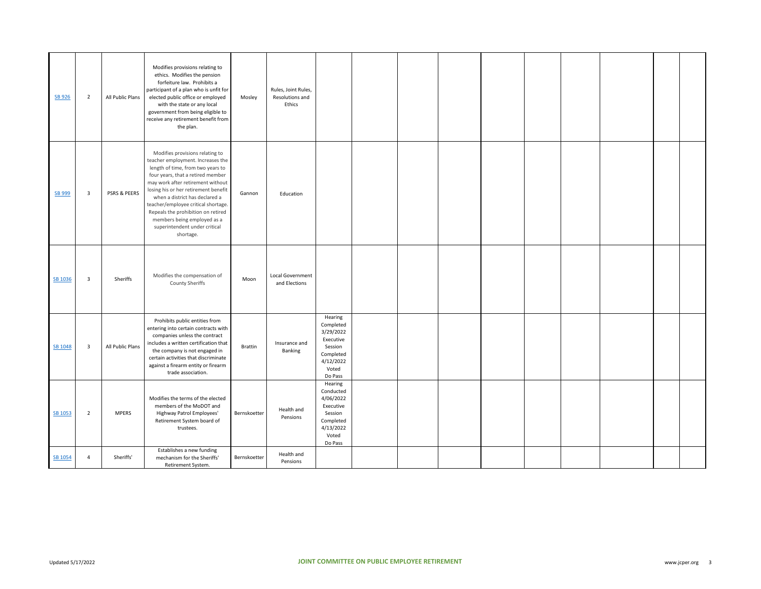| | | | | | | | | | | | | | | | |
|---|---|---|---|---|---|---|---|---|---|---|---|---|---|---|---|
| SB 926 | 2 | All Public Plans | Modifies provisions relating to ethics. Modifies the pension forfeiture law. Prohibits a participant of a plan who is unfit for elected public office or employed with the state or any local government from being eligible to receive any retirement benefit from the plan. | Mosley | Rules, Joint Rules, Resolutions and Ethics | | | | | | | | | | |
| SB 999 | 3 | PSRS & PEERS | Modifies provisions relating to teacher employment. Increases the length of time, from two years to four years, that a retired member may work after retirement without losing his or her retirement benefit when a district has declared a teacher/employee critical shortage. Repeals the prohibition on retired members being employed as a superintendent under critical shortage. | Gannon | Education | | | | | | | | | | |
| SB 1036 | 3 | Sheriffs | Modifies the compensation of County Sheriffs | Moon | Local Government and Elections | | | | | | | | | | |
| SB 1048 | 3 | All Public Plans | Prohibits public entities from entering into certain contracts with companies unless the contract includes a written certification that the company is not engaged in certain activities that discriminate against a firearm entity or firearm trade association. | Brattin | Insurance and Banking | Hearing Completed 3/29/2022 Executive Session Completed 4/12/2022 Voted Do Pass | | | | | | | | | |
| SB 1053 | 2 | MPERS | Modifies the terms of the elected members of the MoDOT and Highway Patrol Employees' Retirement System board of trustees. | Bernskoetter | Health and Pensions | Hearing Conducted 4/06/2022 Executive Session Completed 4/13/2022 Voted Do Pass | | | | | | | | | |
| SB 1054 | 4 | Sheriffs' | Establishes a new funding mechanism for the Sheriffs' Retirement System. | Bernskoetter | Health and Pensions | | | | | | | | | | |

Updated 5/17/2022

JOINT COMMITTEE ON PUBLIC EMPLOYEE RETIREMENT

www.jcper.org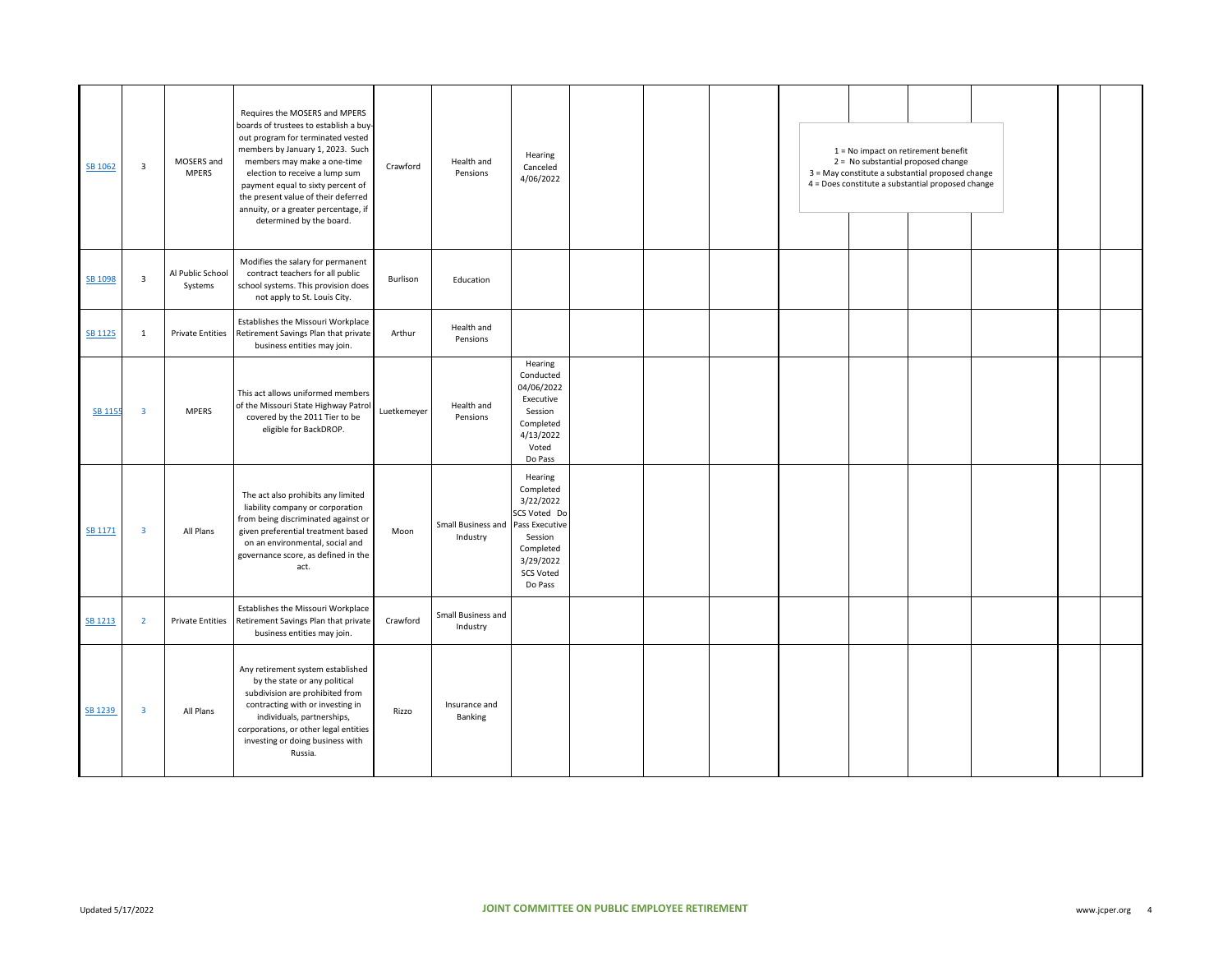| | | | | | | | | | | | | | | | |
|---|---|---|---|---|---|---|---|---|---|---|---|---|---|---|---|
| SB 1062 | 3 | MOSERS and MPERS | Requires the MOSERS and MPERS boards of trustees to establish a buy-out program for terminated vested members by January 1, 2023. Such members may make a one-time election to receive a lump sum payment equal to sixty percent of the present value of their deferred annuity, or a greater percentage, if determined by the board. | Crawford | Health and Pensions | Hearing Canceled 4/06/2022 | | | | | | | | | |
| SB 1098 | 3 | Al Public School Systems | Modifies the salary for permanent contract teachers for all public school systems. This provision does not apply to St. Louis City. | Burlison | Education | | | | | | | | | | |
| SB 1125 | 1 | Private Entities | Establishes the Missouri Workplace Retirement Savings Plan that private business entities may join. | Arthur | Health and Pensions | | | | | | | | | | |
| SB 1155 | 3 | MPERS | This act allows uniformed members of the Missouri State Highway Patrol covered by the 2011 Tier to be eligible for BackDROP. | Luetkemeyer | Health and Pensions | Hearing Conducted 04/06/2022 Executive Session Completed 4/13/2022 Voted Do Pass | | | | | | | | | |
| SB 1171 | 3 | All Plans | The act also prohibits any limited liability company or corporation from being discriminated against or given preferential treatment based on an environmental, social and governance score, as defined in the act. | Moon | Small Business and Industry | Hearing Completed 3/22/2022 SCS Voted Do Pass Executive Session Completed 3/29/2022 SCS Voted Do Pass | | | | | | | | | |
| SB 1213 | 2 | Private Entities | Establishes the Missouri Workplace Retirement Savings Plan that private business entities may join. | Crawford | Small Business and Industry | | | | | | | | | | |
| SB 1239 | 3 | All Plans | Any retirement system established by the state or any political subdivision are prohibited from contracting with or investing in individuals, partnerships, corporations, or other legal entities investing or doing business with Russia. | Rizzo | Insurance and Banking | | | | | | | | | | |

1 = No impact on retirement benefit
2 = No substantial proposed change
3 = May constitute a substantial proposed change
4 = Does constitute a substantial proposed change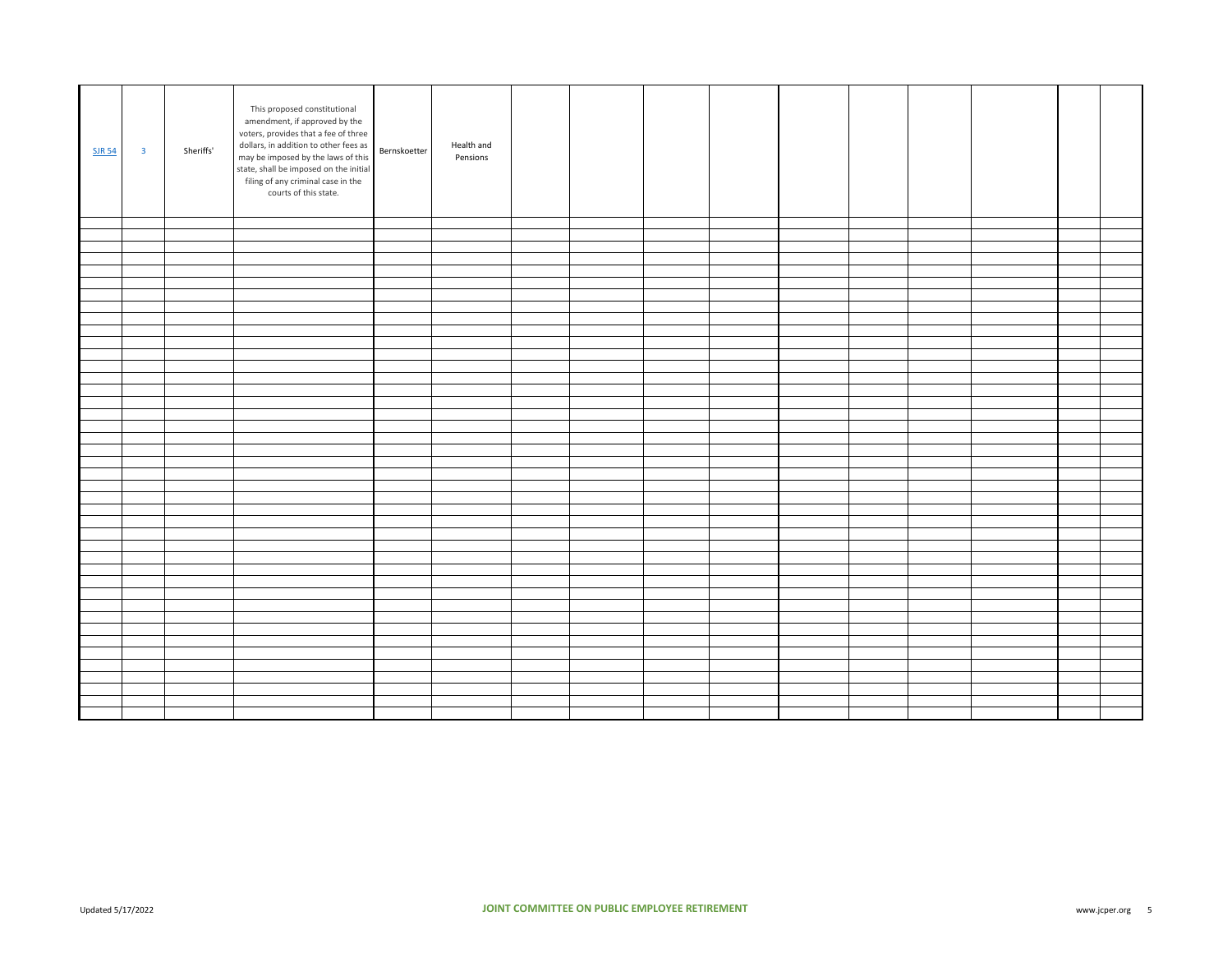| | | | | | | | | | | | | | | | |
|---|---|---|---|---|---|---|---|---|---|---|---|---|---|---|---|
| SJR 54 | 3 | Sheriffs' | This proposed constitutional amendment, if approved by the voters, provides that a fee of three dollars, in addition to other fees as may be imposed by the laws of this state, shall be imposed on the initial filing of any criminal case in the courts of this state. | Bernskoetter | Health and Pensions | | | | | | | | | | |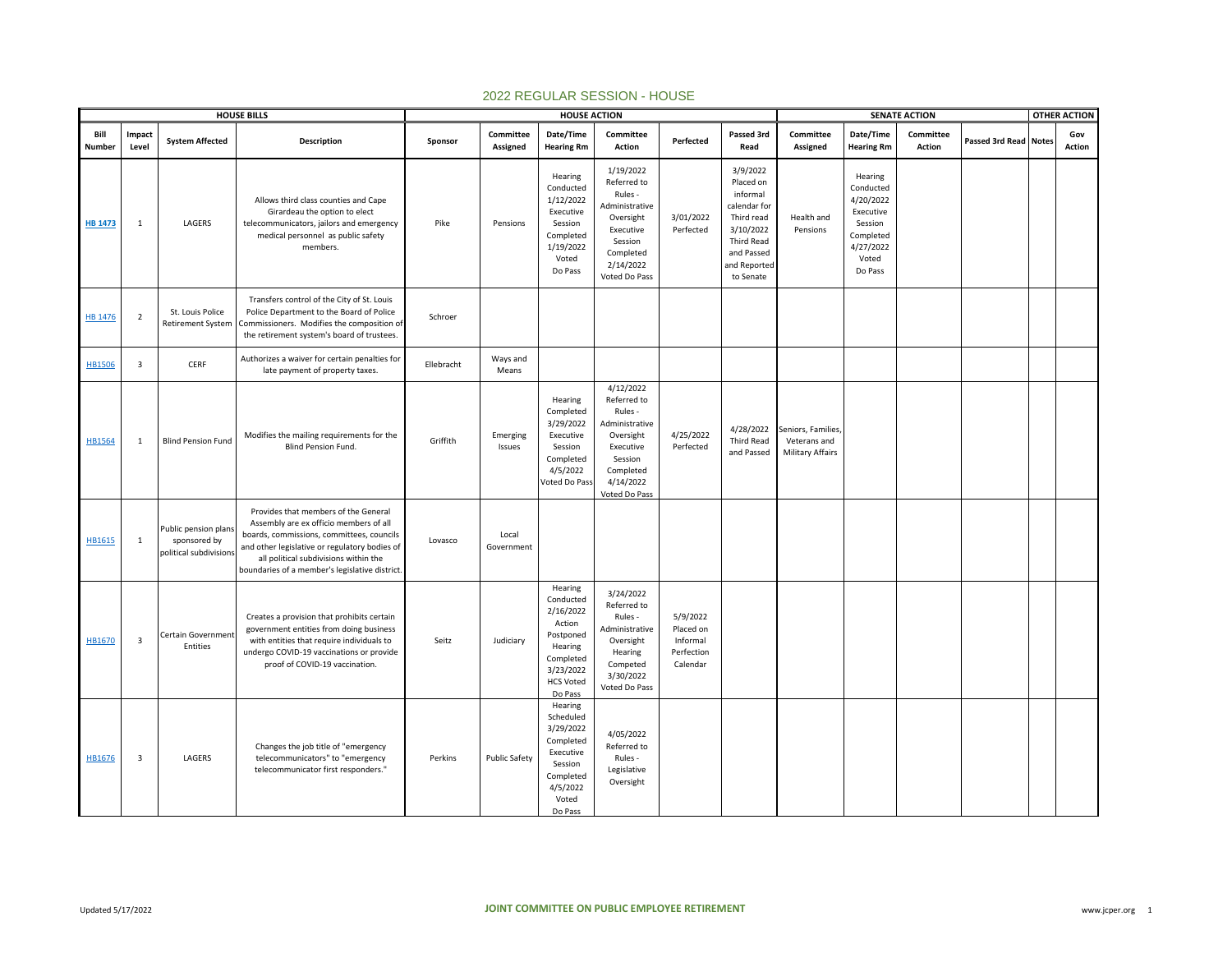# 2022 REGULAR SESSION - HOUSE

| HOUSE BILLS | | | | HOUSE ACTION | | | | | | SENATE ACTION | | | | | OTHER ACTION |
|---|---|---|---|---|---|---|---|---|---|---|---|---|---|---|---|
| Bill Number | Impact Level | System Affected | Description | Sponsor | Committee Assigned | Date/Time Hearing Rm | Committee Action | Perfected | Passed 3rd Read | Committee Assigned | Date/Time Hearing Rm | Committee Action | Passed 3rd Read | Notes | Gov Action |
| **HB 1473** | 1 | LAGERS | Allows third class counties and Cape Girardeau the option to elect telecommunicators, jailors and emergency medical personnel as public safety members. | Pike | Pensions | Hearing Conducted 1/12/2022 Executive Session Completed 1/19/2022 Voted Do Pass | 1/19/2022 Referred to Rules - Administrative Oversight Executive Session Completed 2/14/2022 Voted Do Pass | 3/01/2022 Perfected | 3/9/2022 Placed on informal calendar for Third read 3/10/2022 Third Read and Passed and Reported to Senate | Health and Pensions | Hearing Conducted 4/20/2022 Executive Session Completed 4/27/2022 Voted Do Pass | | | | |
| HB 1476 | 2 | St. Louis Police Retirement System | Transfers control of the City of St. Louis Police Department to the Board of Police Commissioners. Modifies the composition of the retirement system's board of trustees. | Schroer | | | | | | | | | | | |
| HB1506 | 3 | CERF | Authorizes a waiver for certain penalties for late payment of property taxes. | Ellebracht | Ways and Means | | | | | | | | | | |
| HB1564 | 1 | Blind Pension Fund | Modifies the mailing requirements for the Blind Pension Fund. | Griffith | Emerging Issues | Hearing Completed 3/29/2022 Executive Session Completed 4/5/2022 Voted Do Pass | 4/12/2022 Referred to Rules - Administrative Oversight Executive Session Completed 4/14/2022 Voted Do Pass | 4/25/2022 Perfected | 4/28/2022 Third Read and Passed | Seniors, Families, Veterans and Military Affairs | | | | | |
| HB1615 | 1 | Public pension plans sponsored by political subdivisions | Provides that members of the General Assembly are ex officio members of all boards, commissions, committees, councils and other legislative or regulatory bodies of all political subdivisions within the boundaries of a member's legislative district. | Lovasco | Local Government | | | | | | | | | | |
| HB1670 | 3 | Certain Government Entities | Creates a provision that prohibits certain government entities from doing business with entities that require individuals to undergo COVID-19 vaccinations or provide proof of COVID-19 vaccination. | Seitz | Judiciary | Hearing Conducted 2/16/2022 Action Postponed Hearing Completed 3/23/2022 HCS Voted Do Pass | 3/24/2022 Referred to Rules - Administrative Oversight Hearing Competed 3/30/2022 Voted Do Pass | 5/9/2022 Placed on Informal Perfection Calendar | | | | | | | |
| HB1676 | 3 | LAGERS | Changes the job title of "emergency telecommunicators" to "emergency telecommunicator first responders." | Perkins | Public Safety | Hearing Scheduled 3/29/2022 Completed Executive Session Completed 4/5/2022 Voted Do Pass | 4/05/2022 Referred to Rules - Legislative Oversight | | | | | | | | |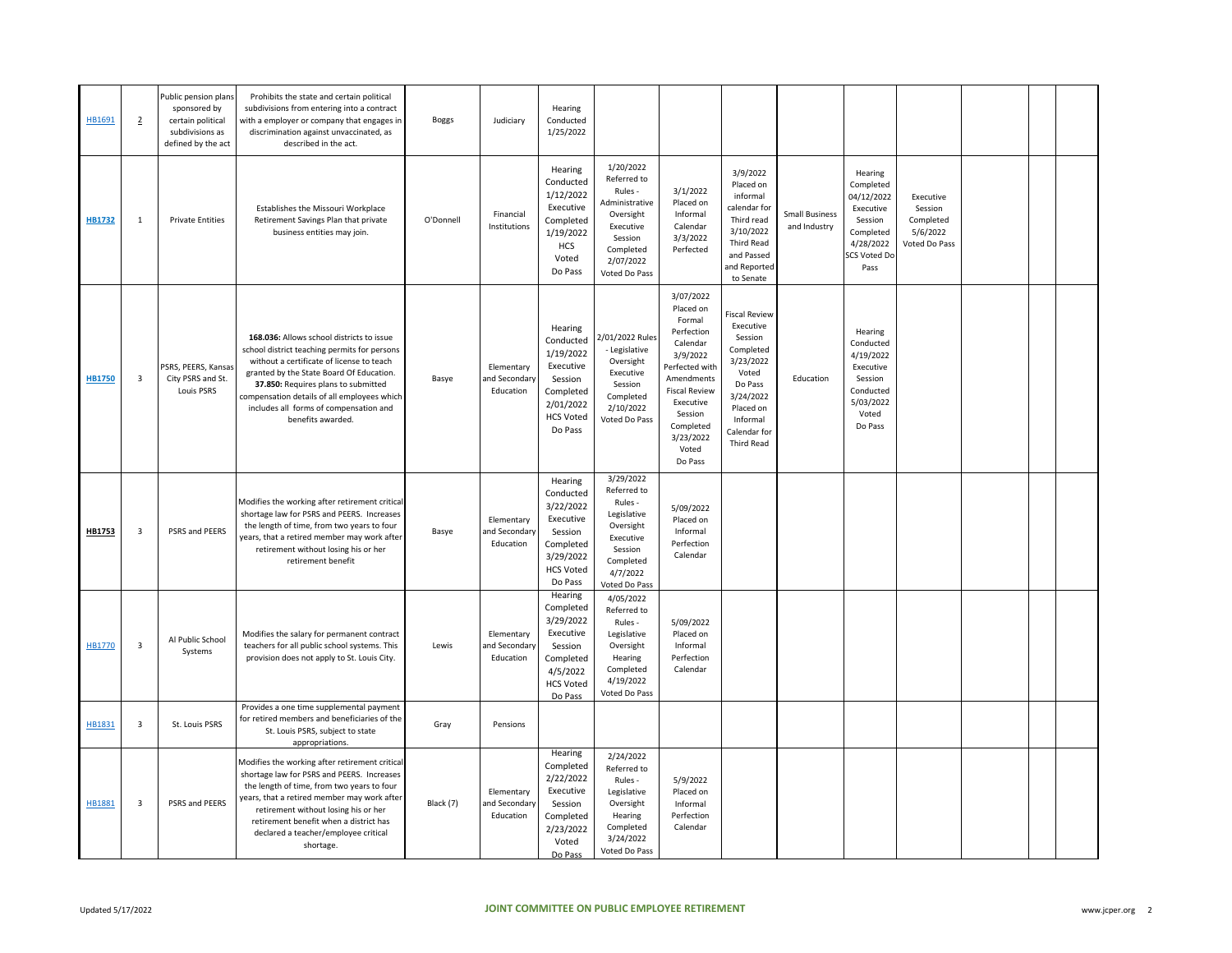| | | | | | | | | | | | | | | | |
|---|---|---|---|---|---|---|---|---|---|---|---|---|---|---|---|
| HB1691 | 2 | Public pension plans sponsored by certain political subdivisions as defined by the act | Prohibits the state and certain political subdivisions from entering into a contract with a employer or company that engages in discrimination against unvaccinated, as described in the act. | Boggs | Judiciary | Hearing Conducted 1/25/2022 | | | | | | | | | |
| **HB1732** | 1 | Private Entities | Establishes the Missouri Workplace Retirement Savings Plan that private business entities may join. | O'Donnell | Financial Institutions | Hearing Conducted 1/12/2022 Executive Completed 1/19/2022 HCS Voted Do Pass | 1/20/2022 Referred to Rules - Administrative Oversight Executive Session Completed 2/07/2022 Voted Do Pass | 3/1/2022 Placed on Informal Calendar 3/3/2022 Perfected | 3/9/2022 Placed on informal calendar for Third read 3/10/2022 Third Read and Passed and Reported to Senate | Small Business and Industry | Hearing Completed 04/12/2022 Executive Session Completed 4/28/2022 SCS Voted Do Pass | Executive Session Completed 5/6/2022 Voted Do Pass | | | |
| **HB1750** | 3 | PSRS, PEERS, Kansas City PSRS and St. Louis PSRS | **168.036:** Allows school districts to issue school district teaching permits for persons without a certificate of license to teach granted by the State Board Of Education. **37.850:** Requires plans to submitted compensation details of all employees which includes all forms of compensation and benefits awarded. | Basye | Elementary and Secondary Education | Hearing Conducted 1/19/2022 Executive Session Completed 2/01/2022 HCS Voted Do Pass | 2/01/2022 Rules - Legislative Oversight Executive Session Completed 2/10/2022 Voted Do Pass | 3/07/2022 Placed on Formal Perfection Calendar 3/9/2022 Perfected with Amendments Fiscal Review Executive Session Completed 3/23/2022 Voted Do Pass | Fiscal Review Executive Session Completed 3/23/2022 Voted Do Pass 3/24/2022 Placed on Informal Calendar for Third Read | Education | Hearing Conducted 4/19/2022 Executive Session Conducted 5/03/2022 Voted Do Pass | | | | |
| **HB1753** | 3 | PSRS and PEERS | Modifies the working after retirement critical shortage law for PSRS and PEERS. Increases the length of time, from two years to four years, that a retired member may work after retirement without losing his or her retirement benefit | Basye | Elementary and Secondary Education | Hearing Conducted 3/22/2022 Executive Session Completed 3/29/2022 HCS Voted Do Pass | 3/29/2022 Referred to Rules - Legislative Oversight Executive Session Completed 4/7/2022 Voted Do Pass | 5/09/2022 Placed on Informal Perfection Calendar | | | | | | | |
| HB1770 | 3 | Al Public School Systems | Modifies the salary for permanent contract teachers for all public school systems. This provision does not apply to St. Louis City. | Lewis | Elementary and Secondary Education | Hearing Completed 3/29/2022 Executive Session Completed 4/5/2022 HCS Voted Do Pass | 4/05/2022 Referred to Rules - Legislative Oversight Hearing Completed 4/19/2022 Voted Do Pass | 5/09/2022 Placed on Informal Perfection Calendar | | | | | | | |
| HB1831 | 3 | St. Louis PSRS | Provides a one time supplemental payment for retired members and beneficiaries of the St. Louis PSRS, subject to state appropriations. | Gray | Pensions | | | | | | | | | | |
| HB1881 | 3 | PSRS and PEERS | Modifies the working after retirement critical shortage law for PSRS and PEERS. Increases the length of time, from two years to four years, that a retired member may work after retirement without losing his or her retirement benefit when a district has declared a teacher/employee critical shortage. | Black (7) | Elementary and Secondary Education | Hearing Completed 2/22/2022 Executive Session Completed 2/23/2022 Voted Do Pass | 2/24/2022 Referred to Rules - Legislative Oversight Hearing Completed 3/24/2022 Voted Do Pass | 5/9/2022 Placed on Informal Perfection Calendar | | | | | | | |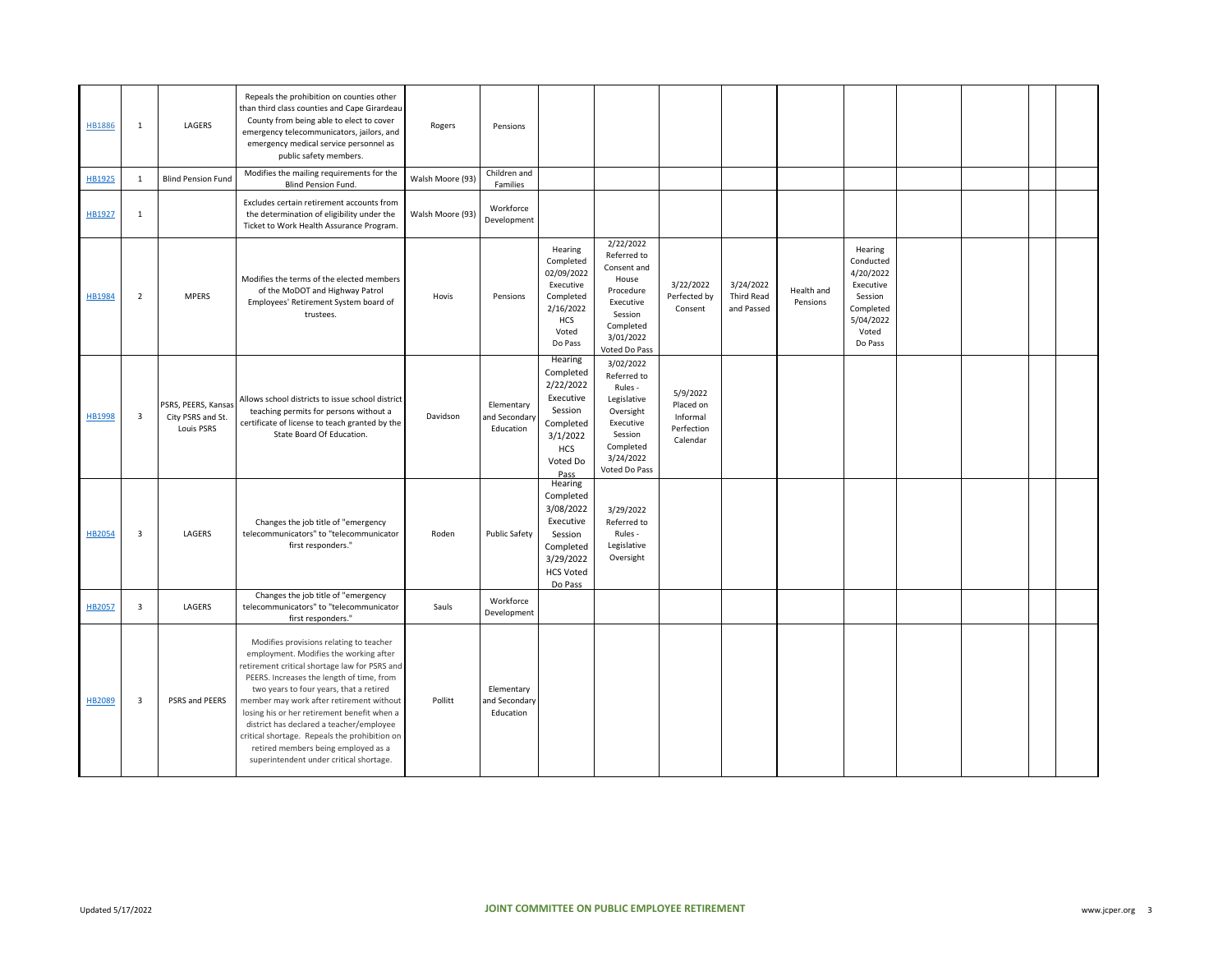| | | | | | | | | | | | | | | | | |
|---|---|---|---|---|---|---|---|---|---|---|---|---|---|---|---|---|
| HB1886 | 1 | LAGERS | Repeals the prohibition on counties other than third class counties and Cape Girardeau County from being able to elect to cover emergency telecommunicators, jailors, and emergency medical service personnel as public safety members. | Rogers | Pensions | | | | | | | | | | | |
| HB1925 | 1 | Blind Pension Fund | Modifies the mailing requirements for the Blind Pension Fund. | Walsh Moore (93) | Children and Families | | | | | | | | | | | |
| HB1927 | 1 | | Excludes certain retirement accounts from the determination of eligibility under the Ticket to Work Health Assurance Program. | Walsh Moore (93) | Workforce Development | | | | | | | | | | | |
| HB1984 | 2 | MPERS | Modifies the terms of the elected members of the MoDOT and Highway Patrol Employees' Retirement System board of trustees. | Hovis | Pensions | Hearing Completed 02/09/2022 Executive Completed 2/16/2022 HCS Voted Do Pass | 2/22/2022 Referred to Consent and House Procedure Executive Session Completed 3/01/2022 Voted Do Pass | 3/22/2022 Perfected by Consent | 3/24/2022 Third Read and Passed | Health and Pensions | Hearing Conducted 4/20/2022 Executive Session Completed 5/04/2022 Voted Do Pass | | | | | |
| HB1998 | 3 | PSRS, PEERS, Kansas City PSRS and St. Louis PSRS | Allows school districts to issue school district teaching permits for persons without a certificate of license to teach granted by the State Board Of Education. | Davidson | Elementary and Secondary Education | Hearing Completed 2/22/2022 Executive Session Completed 3/1/2022 HCS Voted Do Pass | 3/02/2022 Referred to Rules - Legislative Oversight Executive Session Completed 3/24/2022 Voted Do Pass | 5/9/2022 Placed on Informal Perfection Calendar | | | | | | | | |
| HB2054 | 3 | LAGERS | Changes the job title of "emergency telecommunicators" to "telecommunicator first responders." | Roden | Public Safety | Hearing Completed 3/08/2022 Executive Session Completed 3/29/2022 HCS Voted Do Pass | 3/29/2022 Referred to Rules - Legislative Oversight | | | | | | | | | |
| HB2057 | 3 | LAGERS | Changes the job title of "emergency telecommunicators" to "telecommunicator first responders." | Sauls | Workforce Development | | | | | | | | | | | |
| HB2089 | 3 | PSRS and PEERS | Modifies provisions relating to teacher employment. Modifies the working after retirement critical shortage law for PSRS and PEERS. Increases the length of time, from two years to four years, that a retired member may work after retirement without losing his or her retirement benefit when a district has declared a teacher/employee critical shortage. Repeals the prohibition on retired members being employed as a superintendent under critical shortage. | Pollitt | Elementary and Secondary Education | | | | | | | | | | | |

Updated 5/17/2022

JOINT COMMITTEE ON PUBLIC EMPLOYEE RETIREMENT

www.jcper.org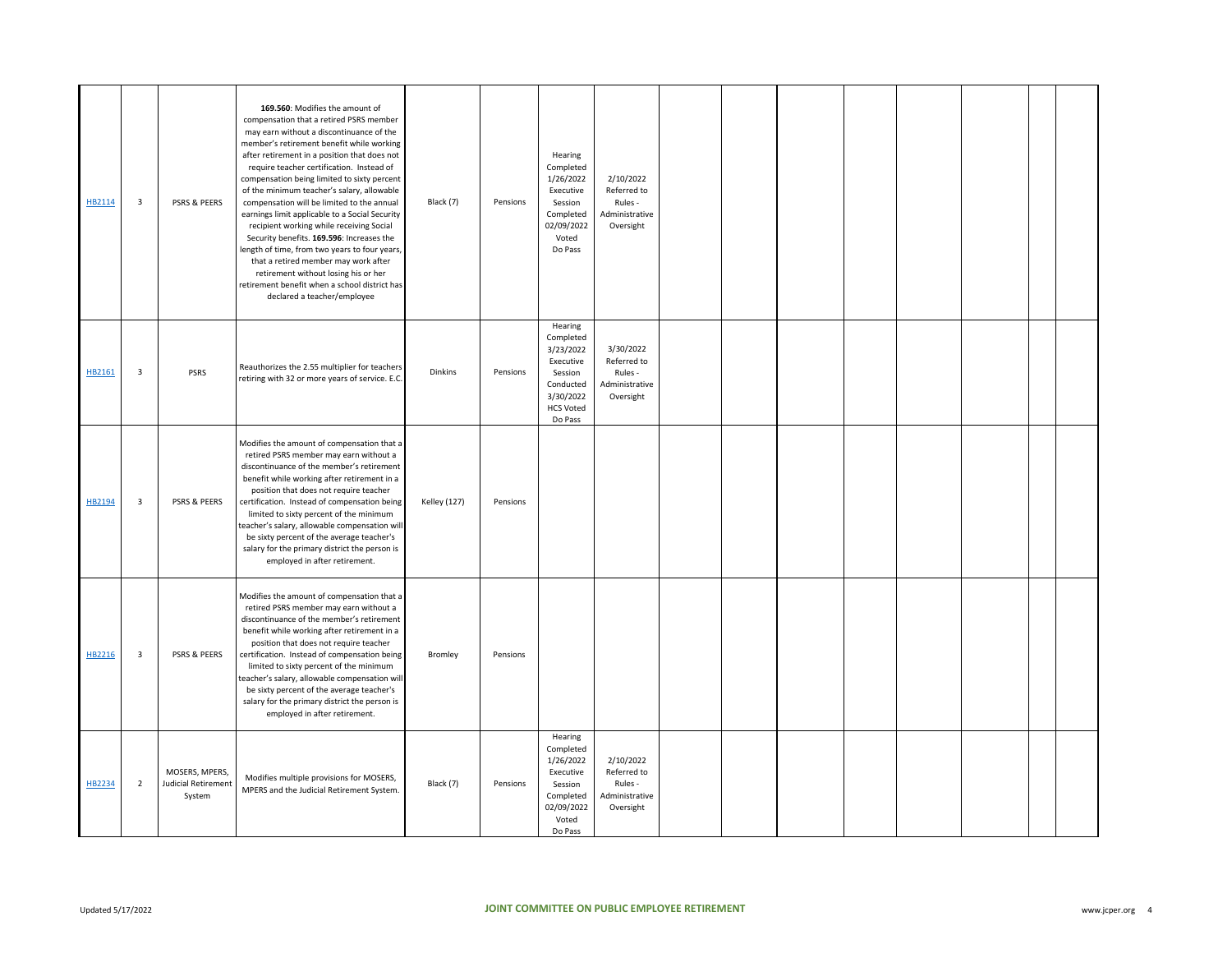| | | | | | | | | | | | | | | | |
|---|---|---|---|---|---|---|---|---|---|---|---|---|---|---|---|
| HB2114 | 3 | PSRS & PEERS | **169.560**: Modifies the amount of compensation that a retired PSRS member may earn without a discontinuance of the member's retirement benefit while working after retirement in a position that does not require teacher certification. Instead of compensation being limited to sixty percent of the minimum teacher's salary, allowable compensation will be limited to the annual earnings limit applicable to a Social Security recipient working while receiving Social Security benefits. **169.596**: Increases the length of time, from two years to four years, that a retired member may work after retirement without losing his or her retirement benefit when a school district has declared a teacher/employee | Black (7) | Pensions | Hearing Completed 1/26/2022 Executive Session Completed 02/09/2022 Voted Do Pass | 2/10/2022 Referred to Rules - Administrative Oversight | | | | | | | | |
| HB2161 | 3 | PSRS | Reauthorizes the 2.55 multiplier for teachers retiring with 32 or more years of service. E.C. | Dinkins | Pensions | Hearing Completed 3/23/2022 Executive Session Conducted 3/30/2022 HCS Voted Do Pass | 3/30/2022 Referred to Rules - Administrative Oversight | | | | | | | | |
| HB2194 | 3 | PSRS & PEERS | Modifies the amount of compensation that a retired PSRS member may earn without a discontinuance of the member's retirement benefit while working after retirement in a position that does not require teacher certification. Instead of compensation being limited to sixty percent of the minimum teacher's salary, allowable compensation will be sixty percent of the average teacher's salary for the primary district the person is employed in after retirement. | Kelley (127) | Pensions | | | | | | | | | | |
| HB2216 | 3 | PSRS & PEERS | Modifies the amount of compensation that a retired PSRS member may earn without a discontinuance of the member's retirement benefit while working after retirement in a position that does not require teacher certification. Instead of compensation being limited to sixty percent of the minimum teacher's salary, allowable compensation will be sixty percent of the average teacher's salary for the primary district the person is employed in after retirement. | Bromley | Pensions | | | | | | | | | | |
| HB2234 | 2 | MOSERS, MPERS, Judicial Retirement System | Modifies multiple provisions for MOSERS, MPERS and the Judicial Retirement System. | Black (7) | Pensions | Hearing Completed 1/26/2022 Executive Session Completed 02/09/2022 Voted Do Pass | 2/10/2022 Referred to Rules - Administrative Oversight | | | | | | | | |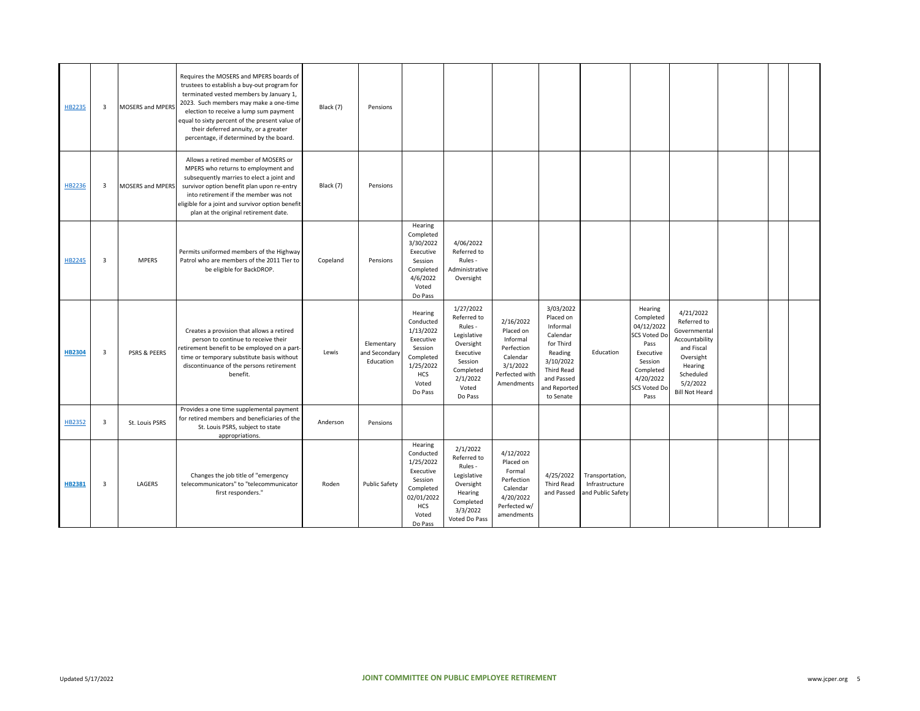| HB2235 | 3 | MOSERS and MPERS | Requires the MOSERS and MPERS boards of trustees to establish a buy-out program for terminated vested members by January 1, 2023. Such members may make a one-time election to receive a lump sum payment equal to sixty percent of the present value of their deferred annuity, or a greater percentage, if determined by the board. | Black (7) | Pensions | | | | | | | | | | |
|---|---|---|---|---|---|---|---|---|---|---|---|---|---|---|---|
| HB2236 | 3 | MOSERS and MPERS | Allows a retired member of MOSERS or MPERS who returns to employment and subsequently marries to elect a joint and survivor option benefit plan upon re-entry into retirement if the member was not eligible for a joint and survivor option benefit plan at the original retirement date. | Black (7) | Pensions | | | | | | | | | | |
| HB2245 | 3 | MPERS | Permits uniformed members of the Highway Patrol who are members of the 2011 Tier to be eligible for BackDROP. | Copeland | Pensions | Hearing Completed 3/30/2022 Executive Session Completed 4/6/2022 Voted Do Pass | 4/06/2022 Referred to Rules - Administrative Oversight | | | | | | | | |
| **HB2304** | 3 | PSRS & PEERS | Creates a provision that allows a retired person to continue to receive their retirement benefit to be employed on a part-time or temporary substitute basis without discontinuance of the persons retirement benefit. | Lewis | Elementary and Secondary Education | Hearing Conducted 1/13/2022 Executive Session Completed 1/25/2022 HCS Voted Do Pass | 1/27/2022 Referred to Rules - Legislative Oversight Executive Session Completed 2/1/2022 Voted Do Pass | 2/16/2022 Placed on Informal Perfection Calendar 3/1/2022 Perfected with Amendments | 3/03/2022 Placed on Informal Calendar for Third Reading 3/10/2022 Third Read and Passed and Reported to Senate | Education | Hearing Completed 04/12/2022 SCS Voted Do Pass Executive Session Completed 4/20/2022 SCS Voted Do Pass | 4/21/2022 Referred to Governmental Accountability and Fiscal Oversight Hearing Scheduled 5/2/2022 Bill Not Heard | | | |
| HB2352 | 3 | St. Louis PSRS | Provides a one time supplemental payment for retired members and beneficiaries of the St. Louis PSRS, subject to state appropriations. | Anderson | Pensions | | | | | | | | | | |
| **HB2381** | 3 | LAGERS | Changes the job title of "emergency telecommunicators" to "telecommunicator first responders." | Roden | Public Safety | Hearing Conducted 1/25/2022 Executive Session Completed 02/01/2022 HCS Voted Do Pass | 2/1/2022 Referred to Rules - Legislative Oversight Hearing Completed 3/3/2022 Voted Do Pass | 4/12/2022 Placed on Formal Perfection Calendar 4/20/2022 Perfected w/ amendments | 4/25/2022 Third Read and Passed | Transportation, Infrastructure and Public Safety | | | | | |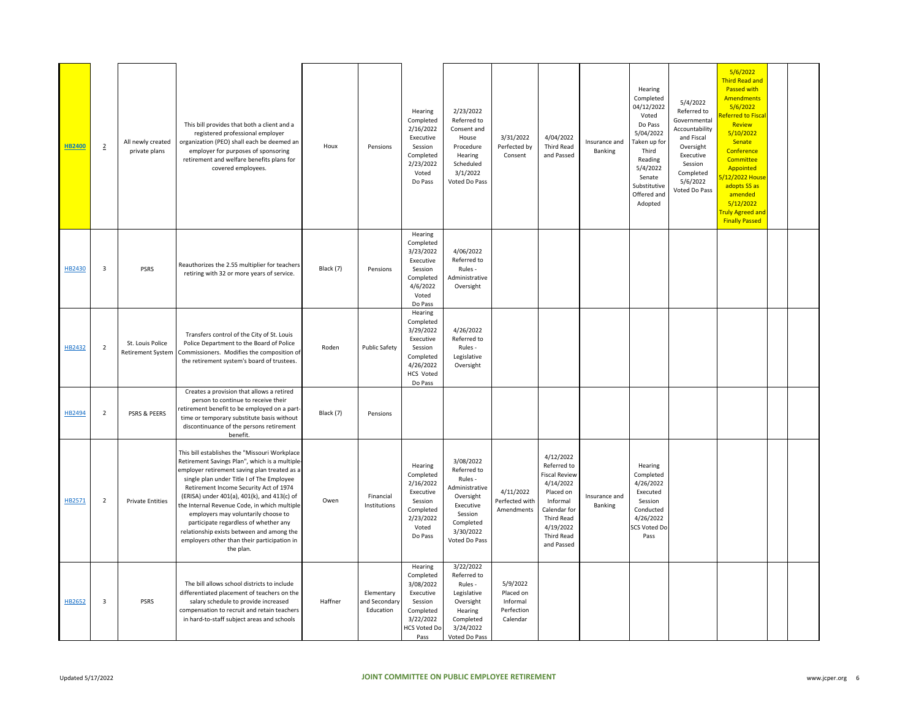| | | | | | | | | | | | | | | | |
|---|---|---|---|---|---|---|---|---|---|---|---|---|---|---|---|
| **HB2400** | 2 | All newly created private plans | This bill provides that both a client and a registered professional employer organization (PEO) shall each be deemed an employer for purposes of sponsoring retirement and welfare benefits plans for covered employees. | Houx | Pensions | Hearing Completed 2/16/2022 Executive Session Completed 2/23/2022 Voted Do Pass | 2/23/2022 Referred to Consent and House Procedure Hearing Scheduled 3/1/2022 Voted Do Pass | 3/31/2022 Perfected by Consent | 4/04/2022 Third Read and Passed | Insurance and Banking | Hearing Completed 04/12/2022 Voted Do Pass 5/04/2022 Taken up for Third Reading 5/4/2022 Senate Substitutive Offered and Adopted | 5/4/2022 Referred to Governmental Accountability and Fiscal Oversight Executive Session Completed 5/6/2022 Voted Do Pass | 5/6/2022 Third Read and Passed with Amendments 5/6/2022 Referred to Fiscal Review 5/10/2022 Senate Conference Committee Appointed 5/12/2022 House adopts SS as amended 5/12/2022 Truly Agreed and Finally Passed | | |
| HB2430 | 3 | PSRS | Reauthorizes the 2.55 multiplier for teachers retiring with 32 or more years of service. | Black (7) | Pensions | Hearing Completed 3/23/2022 Executive Session Completed 4/6/2022 Voted Do Pass | 4/06/2022 Referred to Rules - Administrative Oversight | | | | | | | | |
| HB2432 | 2 | St. Louis Police Retirement System | Transfers control of the City of St. Louis Police Department to the Board of Police Commissioners. Modifies the composition of the retirement system's board of trustees. | Roden | Public Safety | Hearing Completed 3/29/2022 Executive Session Completed 4/26/2022 HCS Voted Do Pass | 4/26/2022 Referred to Rules - Legislative Oversight | | | | | | | | |
| HB2494 | 2 | PSRS & PEERS | Creates a provision that allows a retired person to continue to receive their retirement benefit to be employed on a part-time or temporary substitute basis without discontinuance of the persons retirement benefit. | Black (7) | Pensions | | | | | | | | | | |
| HB2571 | 2 | Private Entities | This bill establishes the "Missouri Workplace Retirement Savings Plan", which is a multiple-employer retirement saving plan treated as a single plan under Title I of The Employee Retirement Income Security Act of 1974 (ERISA) under 401(a), 401(k), and 413(c) of the Internal Revenue Code, in which multiple employers may voluntarily choose to participate regardless of whether any relationship exists between and among the employers other than their participation in the plan. | Owen | Financial Institutions | Hearing Completed 2/16/2022 Executive Session Completed 2/23/2022 Voted Do Pass | 3/08/2022 Referred to Rules - Administrative Oversight Executive Session Completed 3/30/2022 Voted Do Pass | 4/11/2022 Perfected with Amendments | 4/12/2022 Referred to Fiscal Review 4/14/2022 Placed on Informal Calendar for Third Read 4/19/2022 Third Read and Passed | Insurance and Banking | Hearing Completed 4/26/2022 Executed Session Conducted 4/26/2022 SCS Voted Do Pass | | | | |
| HB2652 | 3 | PSRS | The bill allows school districts to include differentiated placement of teachers on the salary schedule to provide increased compensation to recruit and retain teachers in hard-to-staff subject areas and schools | Haffner | Elementary and Secondary Education | Hearing Completed 3/08/2022 Executive Session Completed 3/22/2022 HCS Voted Do Pass | 3/22/2022 Referred to Rules - Legislative Oversight Hearing Completed 3/24/2022 Voted Do Pass | 5/9/2022 Placed on Informal Perfection Calendar | | | | | | | |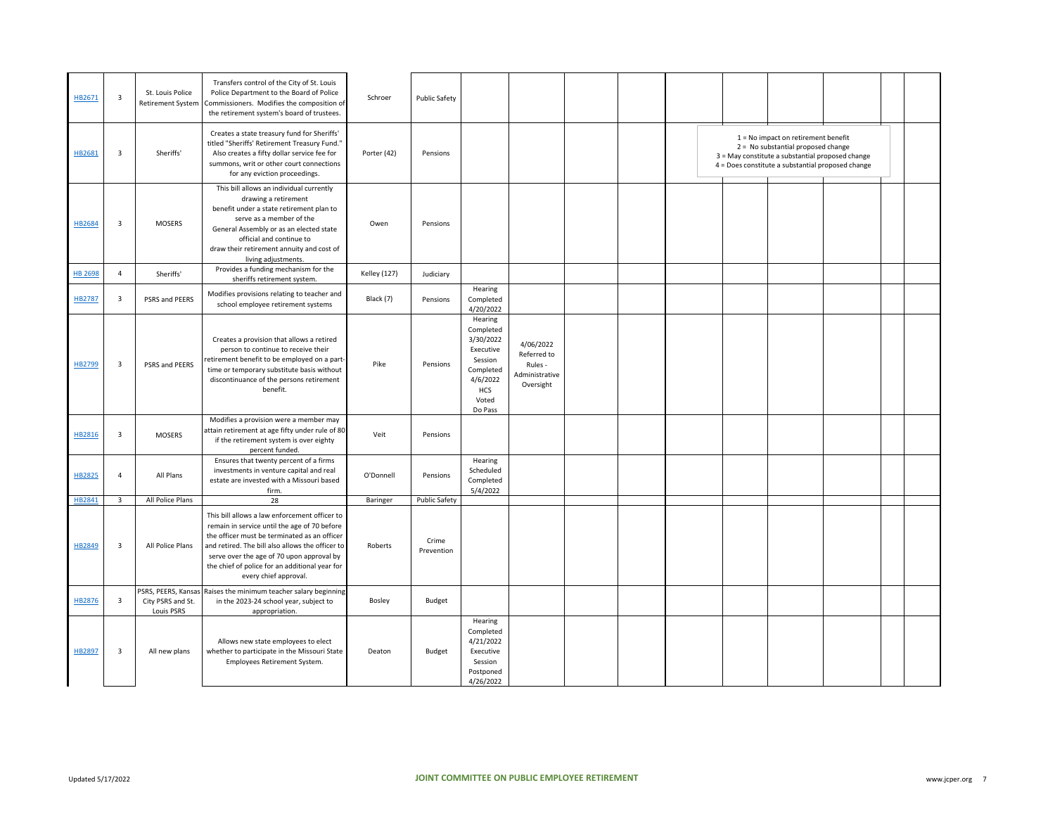| HB2671 | 3 | St. Louis Police Retirement System | Transfers control of the City of St. Louis Police Department to the Board of Police Commissioners. Modifies the composition of the retirement system's board of trustees. | Schroer | Public Safety | | | | | | | | | | |
|---|---|---|---|---|---|---|---|---|---|---|---|---|---|---|---|
| HB2681 | 3 | Sheriffs' | Creates a state treasury fund for Sheriffs' titled "Sheriffs' Retirement Treasury Fund." Also creates a fifty dollar service fee for summons, writ or other court connections for any eviction proceedings. | Porter (42) | Pensions | | | | | | | | | | |
| HB2684 | 3 | MOSERS | This bill allows an individual currently drawing a retirement benefit under a state retirement plan to serve as a member of the General Assembly or as an elected state official and continue to draw their retirement annuity and cost of living adjustments. | Owen | Pensions | | | | | | | | | | |
| HB 2698 | 4 | Sheriffs' | Provides a funding mechanism for the sheriffs retirement system. | Kelley (127) | Judiciary | | | | | | | | | | |
| HB2787 | 3 | PSRS and PEERS | Modifies provisions relating to teacher and school employee retirement systems | Black (7) | Pensions | Hearing Completed 4/20/2022 | | | | | | | | | |
| HB2799 | 3 | PSRS and PEERS | Creates a provision that allows a retired person to continue to receive their retirement benefit to be employed on a part-time or temporary substitute basis without discontinuance of the persons retirement benefit. | Pike | Pensions | Hearing Completed 3/30/2022 Executive Session Completed 4/6/2022 HCS Voted Do Pass | 4/06/2022 Referred to Rules - Administrative Oversight | | | | | | | | |
| HB2816 | 3 | MOSERS | Modifies a provision were a member may attain retirement at age fifty under rule of 80 if the retirement system is over eighty percent funded. | Veit | Pensions | | | | | | | | | | |
| HB2825 | 4 | All Plans | Ensures that twenty percent of a firms investments in venture capital and real estate are invested with a Missouri based firm. | O'Donnell | Pensions | Hearing Scheduled Completed 5/4/2022 | | | | | | | | | |
| HB2841 | 3 | All Police Plans | 28 | Baringer | Public Safety | | | | | | | | | | |
| HB2849 | 3 | All Police Plans | This bill allows a law enforcement officer to remain in service until the age of 70 before the officer must be terminated as an officer and retired. The bill also allows the officer to serve over the age of 70 upon approval by the chief of police for an additional year for every chief approval. | Roberts | Crime Prevention | | | | | | | | | | |
| HB2876 | 3 | PSRS, PEERS, Kansas City PSRS and St. Louis PSRS | Raises the minimum teacher salary beginning in the 2023-24 school year, subject to appropriation. | Bosley | Budget | | | | | | | | | | |
| HB2897 | 3 | All new plans | Allows new state employees to elect whether to participate in the Missouri State Employees Retirement System. | Deaton | Budget | Hearing Completed 4/21/2022 Executive Session Postponed 4/26/2022 | | | | | | | | | |

1 = No impact on retirement benefit
2 = No substantial proposed change
3 = May constitute a substantial proposed change
4 = Does constitute a substantial proposed change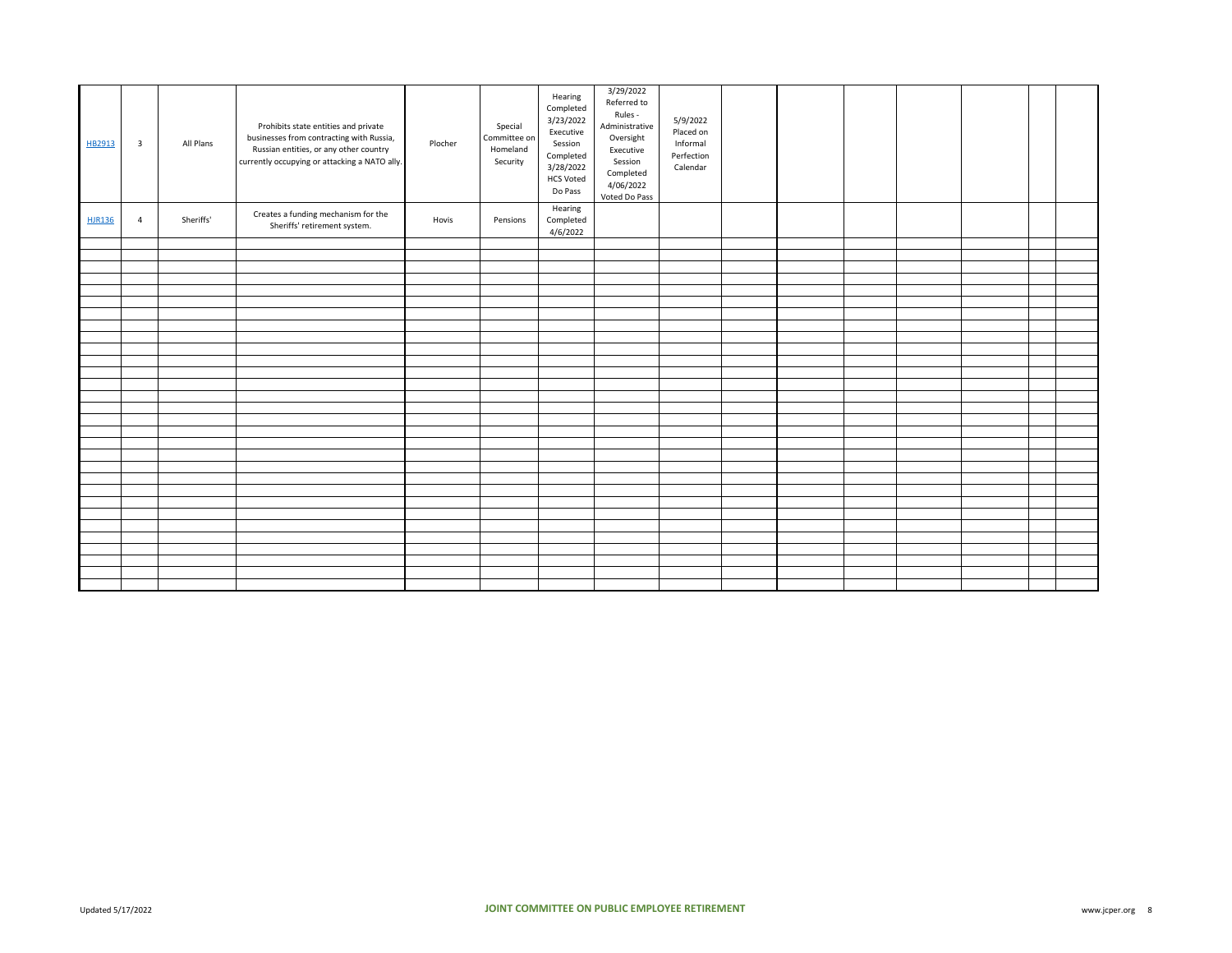| | | | | | | | | | | | | | | | | |
|---|---|---|---|---|---|---|---|---|---|---|---|---|---|---|---|---|
| HB2913 | 3 | All Plans | Prohibits state entities and private businesses from contracting with Russia, Russian entities, or any other country currently occupying or attacking a NATO ally. | Plocher | Special Committee on Homeland Security | Hearing Completed 3/23/2022 Executive Session Completed 3/28/2022 HCS Voted Do Pass | 3/29/2022 Referred to Rules - Administrative Oversight Executive Session Completed 4/06/2022 Voted Do Pass | 5/9/2022 Placed on Informal Perfection Calendar | | | | | | | | |
| HJR136 | 4 | Sheriffs' | Creates a funding mechanism for the Sheriffs' retirement system. | Hovis | Pensions | Hearing Completed 4/6/2022 | | | | | | | | | | |